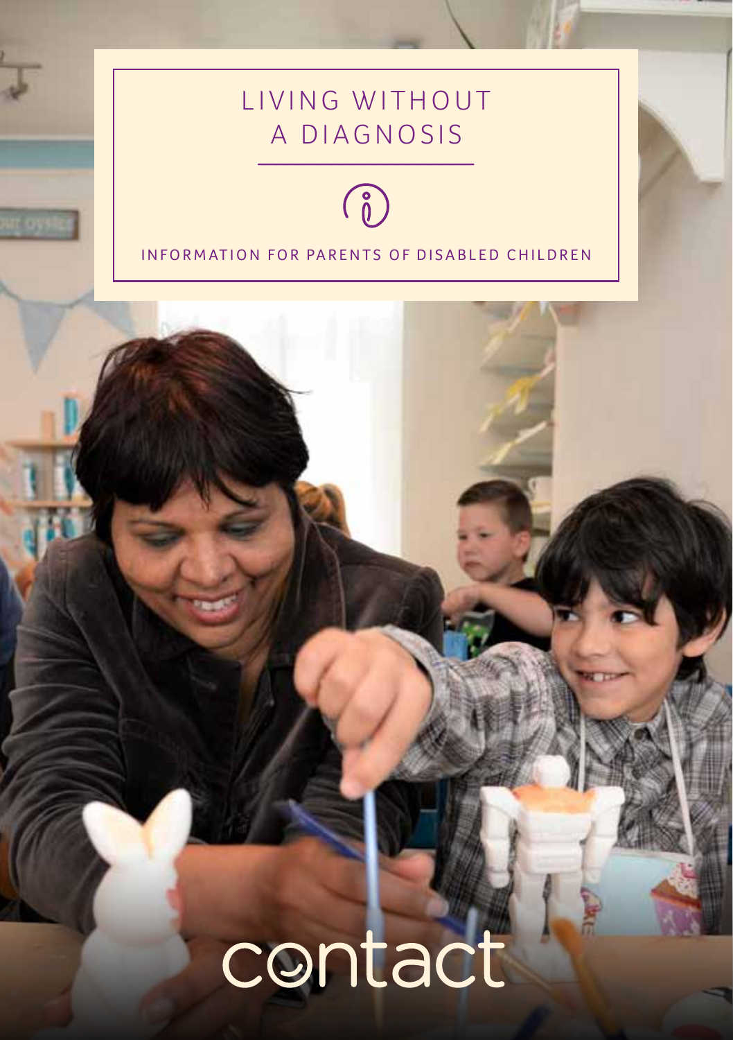# LIVING WITHOUT A DIAGNOSIS

INFORMATION FOR PARENTS OF DISABLED CHILDREN

contact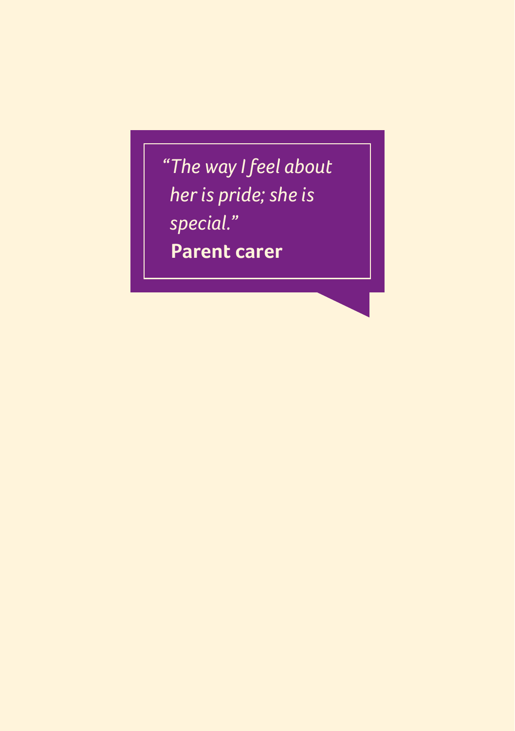*"The way I feel about her is pride; she is special."*

**Parent carer**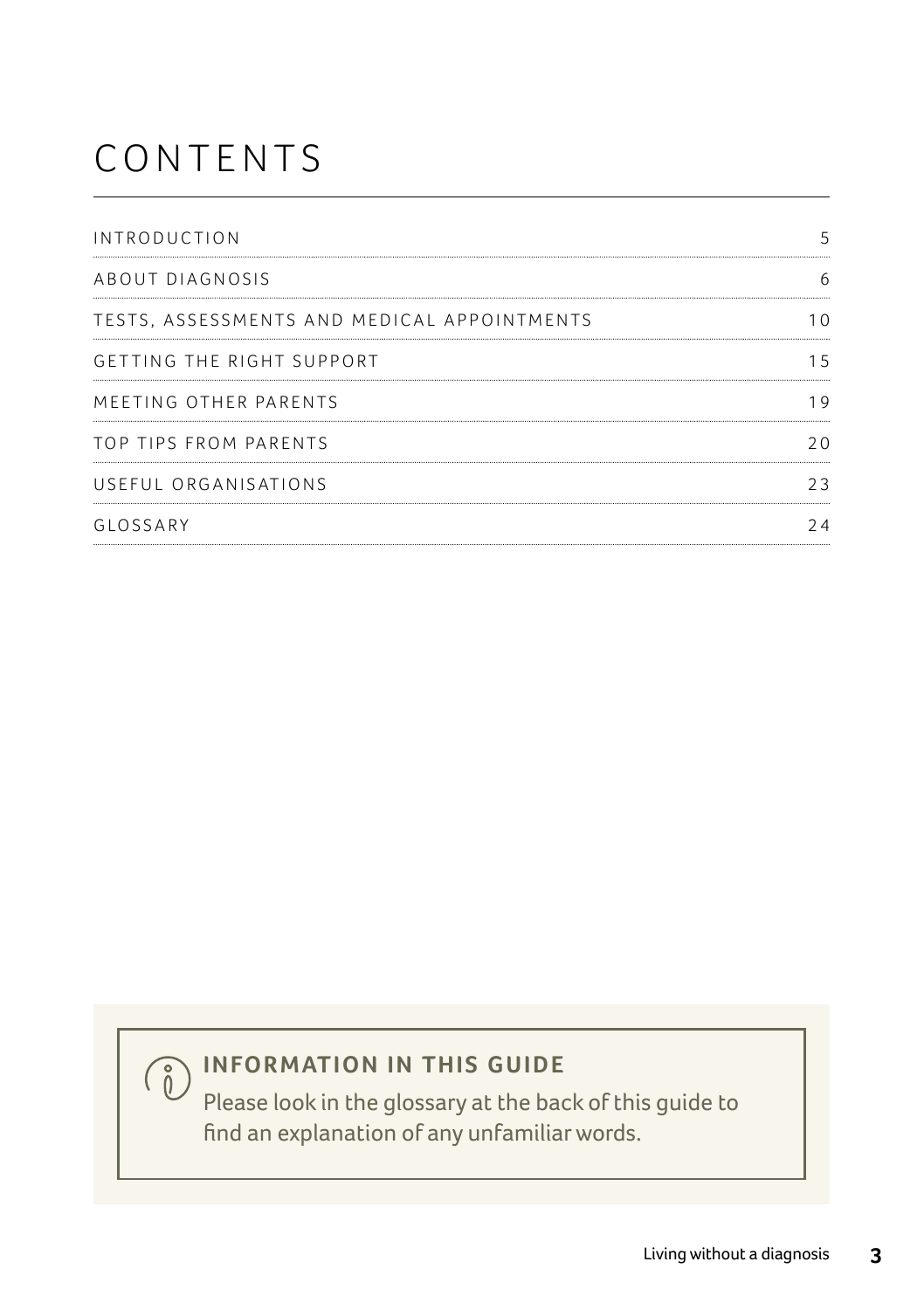# CONTENTS

| | |
|---|---|
| INTRODUCTION | 5 |
| ABOUT DIAGNOSIS | 6 |
| TESTS, ASSESSMENTS AND MEDICAL APPOINTMENTS | 10 |
| GETTING THE RIGHT SUPPORT | 15 |
| MEETING OTHER PARENTS | 19 |
| TOP TIPS FROM PARENTS | 20 |
| USEFUL ORGANISATIONS | 23 |
| GLOSSARY | 24 |

**INFORMATION IN THIS GUIDE**

Please look in the glossary at the back of this guide to find an explanation of any unfamiliar words.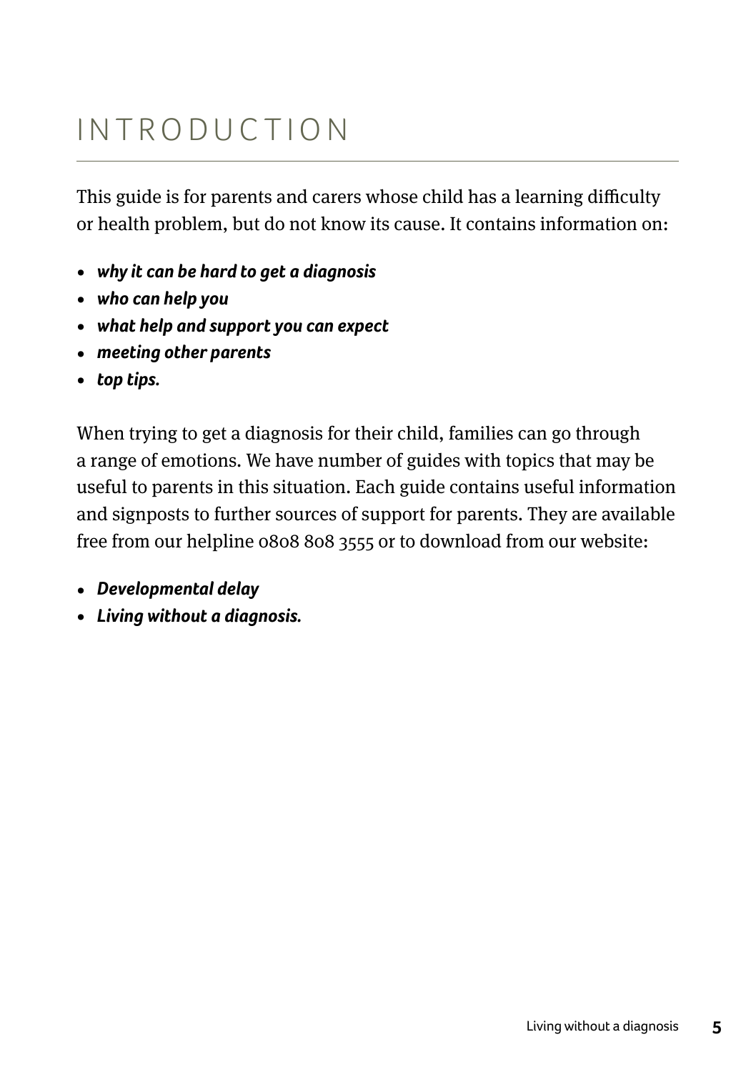# INTRODUCTION

This guide is for parents and carers whose child has a learning difficulty or health problem, but do not know its cause. It contains information on:

- ***why it can be hard to get a diagnosis***
- ***who can help you***
- ***what help and support you can expect***
- ***meeting other parents***
- ***top tips.***

When trying to get a diagnosis for their child, families can go through a range of emotions. We have number of guides with topics that may be useful to parents in this situation. Each guide contains useful information and signposts to further sources of support for parents. They are available free from our helpline 0808 808 3555 or to download from our website:

- ***Developmental delay***
- ***Living without a diagnosis.***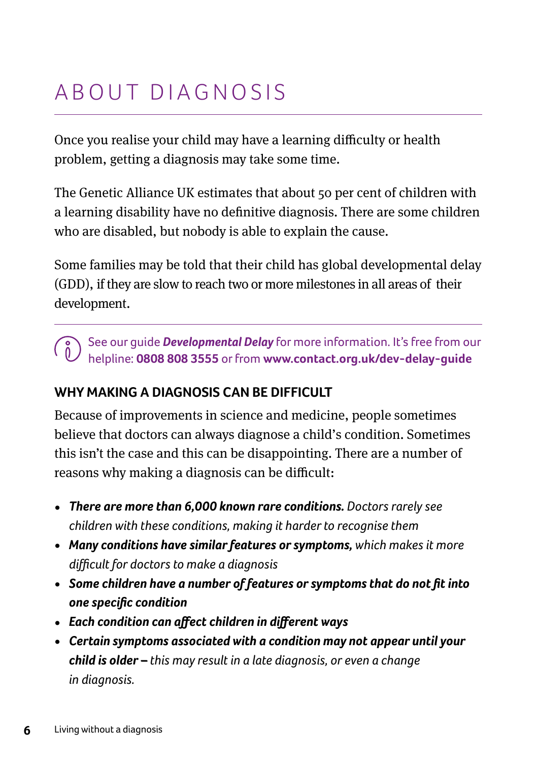# ABOUT DIAGNOSIS

Once you realise your child may have a learning difficulty or health problem, getting a diagnosis may take some time.

The Genetic Alliance UK estimates that about 50 per cent of children with a learning disability have no definitive diagnosis. There are some children who are disabled, but nobody is able to explain the cause.

Some families may be told that their child has global developmental delay (GDD), if they are slow to reach two or more milestones in all areas of their development.

See our guide ***Developmental Delay*** for more information. It's free from our helpline: **0808 808 3555** or from **www.contact.org.uk/dev-delay-guide**

### WHY MAKING A DIAGNOSIS CAN BE DIFFICULT

Because of improvements in science and medicine, people sometimes believe that doctors can always diagnose a child's condition. Sometimes this isn't the case and this can be disappointing. There are a number of reasons why making a diagnosis can be difficult:

- ***There are more than 6,000 known rare conditions.*** *Doctors rarely see children with these conditions, making it harder to recognise them*
- ***Many conditions have similar features or symptoms,*** *which makes it more difficult for doctors to make a diagnosis*
- ***Some children have a number of features or symptoms that do not fit into one specific condition***
- ***Each condition can affect children in different ways***
- ***Certain symptoms associated with a condition may not appear until your child is older –*** *this may result in a late diagnosis, or even a change in diagnosis.*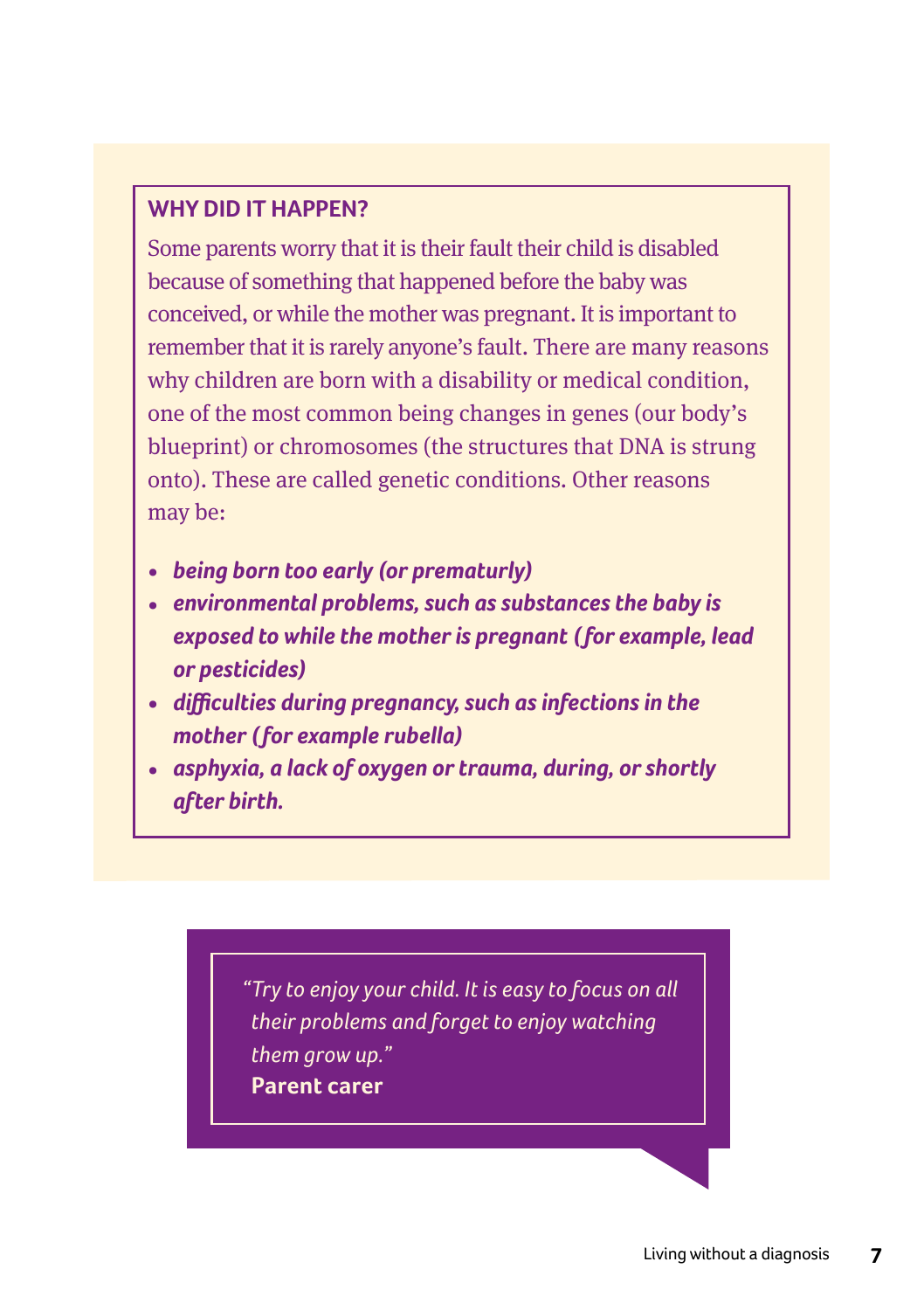## WHY DID IT HAPPEN?

Some parents worry that it is their fault their child is disabled because of something that happened before the baby was conceived, or while the mother was pregnant. It is important to remember that it is rarely anyone's fault. There are many reasons why children are born with a disability or medical condition, one of the most common being changes in genes (our body's blueprint) or chromosomes (the structures that DNA is strung onto). These are called genetic conditions. Other reasons may be:

- ***being born too early (or prematurly)***
- ***environmental problems, such as substances the baby is exposed to while the mother is pregnant (for example, lead or pesticides)***
- ***difficulties during pregnancy, such as infections in the mother (for example rubella)***
- ***asphyxia, a lack of oxygen or trauma, during, or shortly after birth.***

> *"Try to enjoy your child. It is easy to focus on all their problems and forget to enjoy watching them grow up."*
> **Parent carer**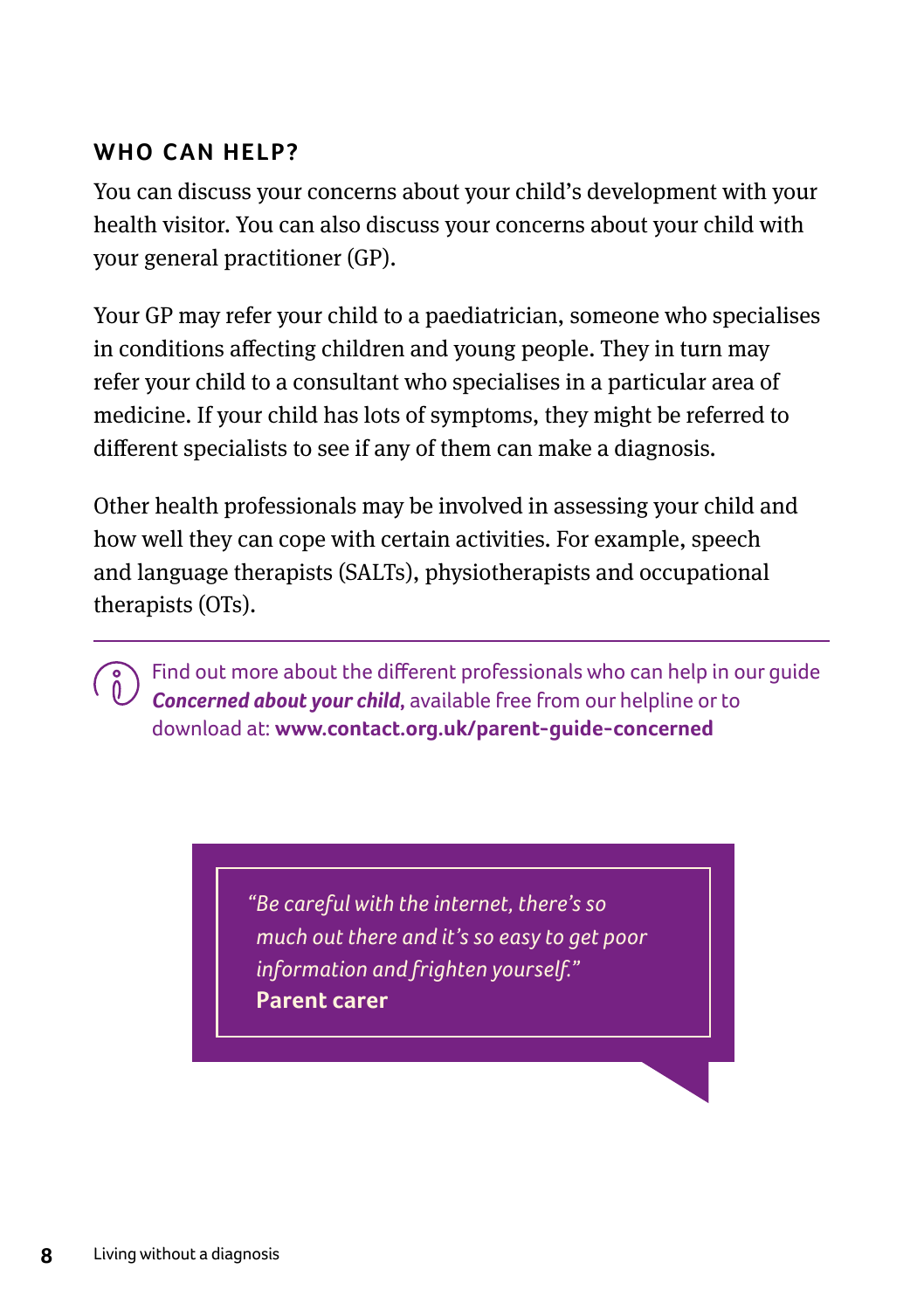## WHO CAN HELP?

You can discuss your concerns about your child's development with your health visitor. You can also discuss your concerns about your child with your general practitioner (GP).

Your GP may refer your child to a paediatrician, someone who specialises in conditions affecting children and young people. They in turn may refer your child to a consultant who specialises in a particular area of medicine. If your child has lots of symptoms, they might be referred to different specialists to see if any of them can make a diagnosis.

Other health professionals may be involved in assessing your child and how well they can cope with certain activities. For example, speech and language therapists (SALTs), physiotherapists and occupational therapists (OTs).

---

Find out more about the different professionals who can help in our guide ***Concerned about your child***, available free from our helpline or to download at: **www.contact.org.uk/parent-guide-concerned**

> *"Be careful with the internet, there's so much out there and it's so easy to get poor information and frighten yourself."*
> **Parent carer**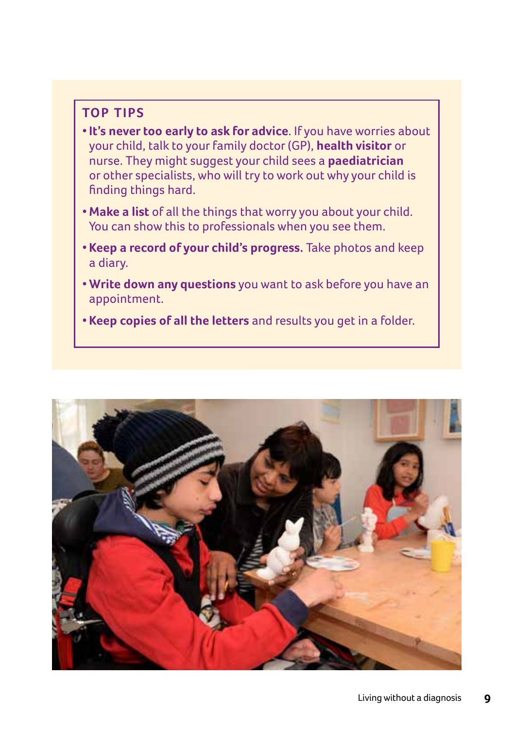## TOP TIPS

- **It's never too early to ask for advice**. If you have worries about your child, talk to your family doctor (GP), **health visitor** or nurse. They might suggest your child sees a **paediatrician** or other specialists, who will try to work out why your child is finding things hard.
- **Make a list** of all the things that worry you about your child. You can show this to professionals when you see them.
- **Keep a record of your child's progress.** Take photos and keep a diary.
- **Write down any questions** you want to ask before you have an appointment.
- **Keep copies of all the letters** and results you get in a folder.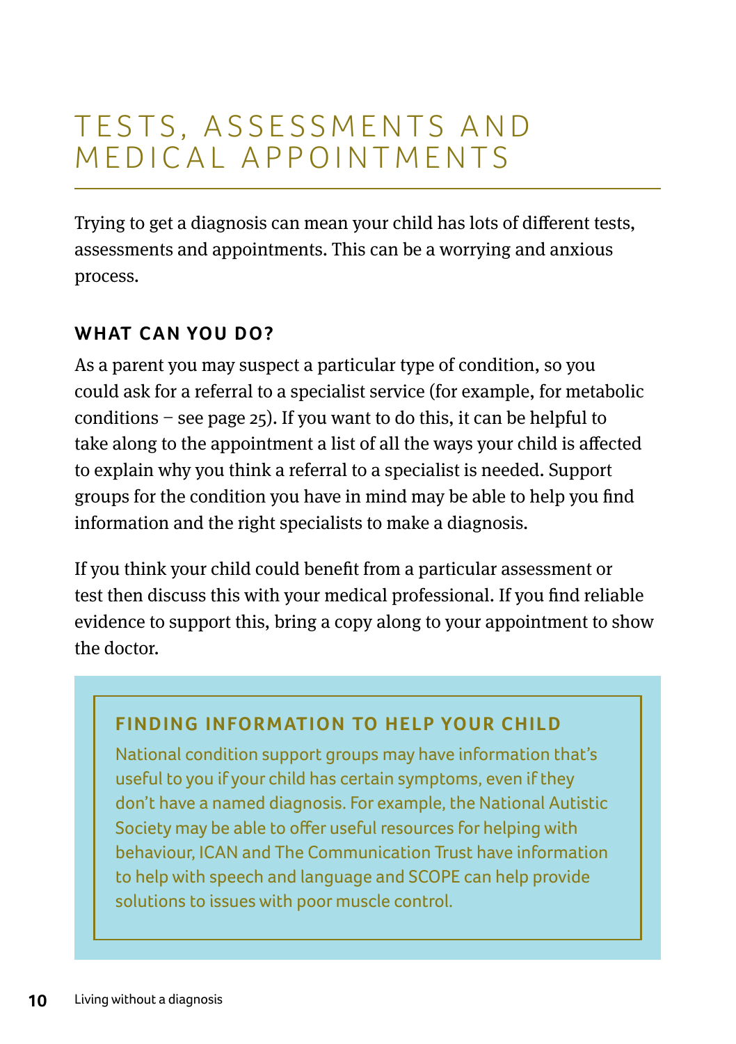# TESTS, ASSESSMENTS AND MEDICAL APPOINTMENTS

Trying to get a diagnosis can mean your child has lots of different tests, assessments and appointments. This can be a worrying and anxious process.

## WHAT CAN YOU DO?

As a parent you may suspect a particular type of condition, so you could ask for a referral to a specialist service (for example, for metabolic conditions – see page 25). If you want to do this, it can be helpful to take along to the appointment a list of all the ways your child is affected to explain why you think a referral to a specialist is needed. Support groups for the condition you have in mind may be able to help you find information and the right specialists to make a diagnosis.

If you think your child could benefit from a particular assessment or test then discuss this with your medical professional. If you find reliable evidence to support this, bring a copy along to your appointment to show the doctor.

### FINDING INFORMATION TO HELP YOUR CHILD

National condition support groups may have information that's useful to you if your child has certain symptoms, even if they don't have a named diagnosis. For example, the National Autistic Society may be able to offer useful resources for helping with behaviour, ICAN and The Communication Trust have information to help with speech and language and SCOPE can help provide solutions to issues with poor muscle control.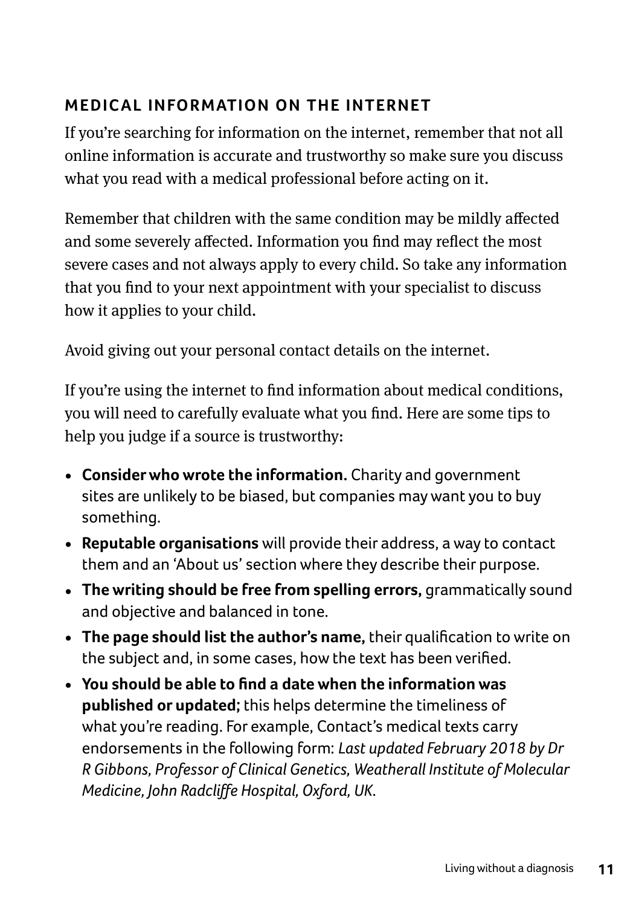## MEDICAL INFORMATION ON THE INTERNET

If you're searching for information on the internet, remember that not all online information is accurate and trustworthy so make sure you discuss what you read with a medical professional before acting on it.

Remember that children with the same condition may be mildly affected and some severely affected. Information you find may reflect the most severe cases and not always apply to every child. So take any information that you find to your next appointment with your specialist to discuss how it applies to your child.

Avoid giving out your personal contact details on the internet.

If you're using the internet to find information about medical conditions, you will need to carefully evaluate what you find. Here are some tips to help you judge if a source is trustworthy:

- **Consider who wrote the information.** Charity and government sites are unlikely to be biased, but companies may want you to buy something.
- **Reputable organisations** will provide their address, a way to contact them and an 'About us' section where they describe their purpose.
- **The writing should be free from spelling errors,** grammatically sound and objective and balanced in tone.
- **The page should list the author's name,** their qualification to write on the subject and, in some cases, how the text has been verified.
- **You should be able to find a date when the information was published or updated;** this helps determine the timeliness of what you're reading. For example, Contact's medical texts carry endorsements in the following form: *Last updated February 2018 by Dr R Gibbons, Professor of Clinical Genetics, Weatherall Institute of Molecular Medicine, John Radcliffe Hospital, Oxford, UK.*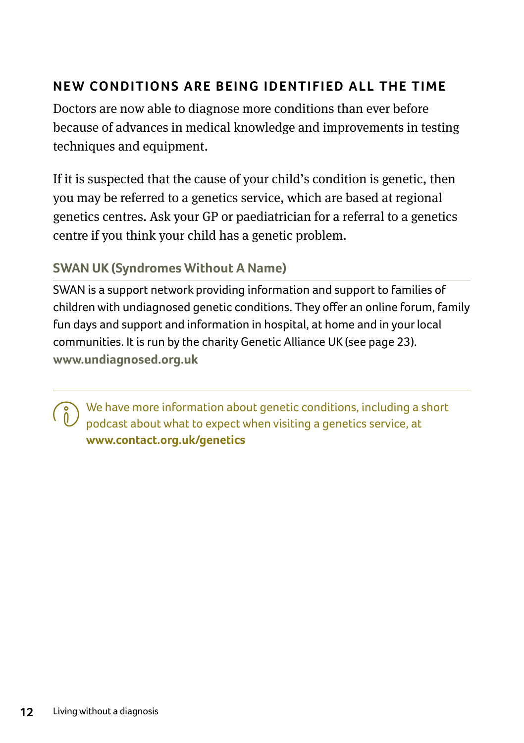## NEW CONDITIONS ARE BEING IDENTIFIED ALL THE TIME

Doctors are now able to diagnose more conditions than ever before because of advances in medical knowledge and improvements in testing techniques and equipment.

If it is suspected that the cause of your child's condition is genetic, then you may be referred to a genetics service, which are based at regional genetics centres. Ask your GP or paediatrician for a referral to a genetics centre if you think your child has a genetic problem.

### SWAN UK (Syndromes Without A Name)

SWAN is a support network providing information and support to families of children with undiagnosed genetic conditions. They offer an online forum, family fun days and support and information in hospital, at home and in your local communities. It is run by the charity Genetic Alliance UK (see page 23).
**www.undiagnosed.org.uk**

---

We have more information about genetic conditions, including a short podcast about what to expect when visiting a genetics service, at **www.contact.org.uk/genetics**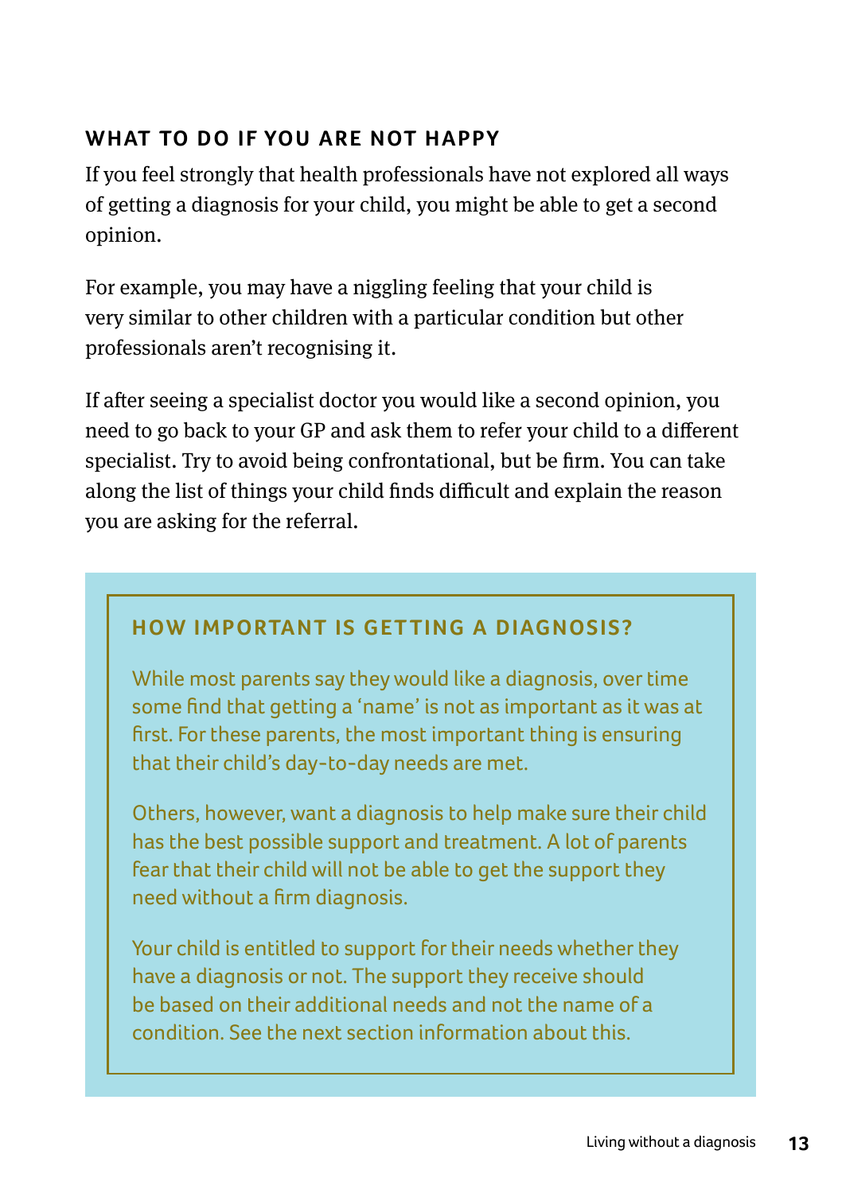## WHAT TO DO IF YOU ARE NOT HAPPY

If you feel strongly that health professionals have not explored all ways of getting a diagnosis for your child, you might be able to get a second opinion.

For example, you may have a niggling feeling that your child is very similar to other children with a particular condition but other professionals aren't recognising it.

If after seeing a specialist doctor you would like a second opinion, you need to go back to your GP and ask them to refer your child to a different specialist. Try to avoid being confrontational, but be firm. You can take along the list of things your child finds difficult and explain the reason you are asking for the referral.

### HOW IMPORTANT IS GETTING A DIAGNOSIS?

While most parents say they would like a diagnosis, over time some find that getting a 'name' is not as important as it was at first. For these parents, the most important thing is ensuring that their child's day-to-day needs are met.

Others, however, want a diagnosis to help make sure their child has the best possible support and treatment. A lot of parents fear that their child will not be able to get the support they need without a firm diagnosis.

Your child is entitled to support for their needs whether they have a diagnosis or not. The support they receive should be based on their additional needs and not the name of a condition. See the next section information about this.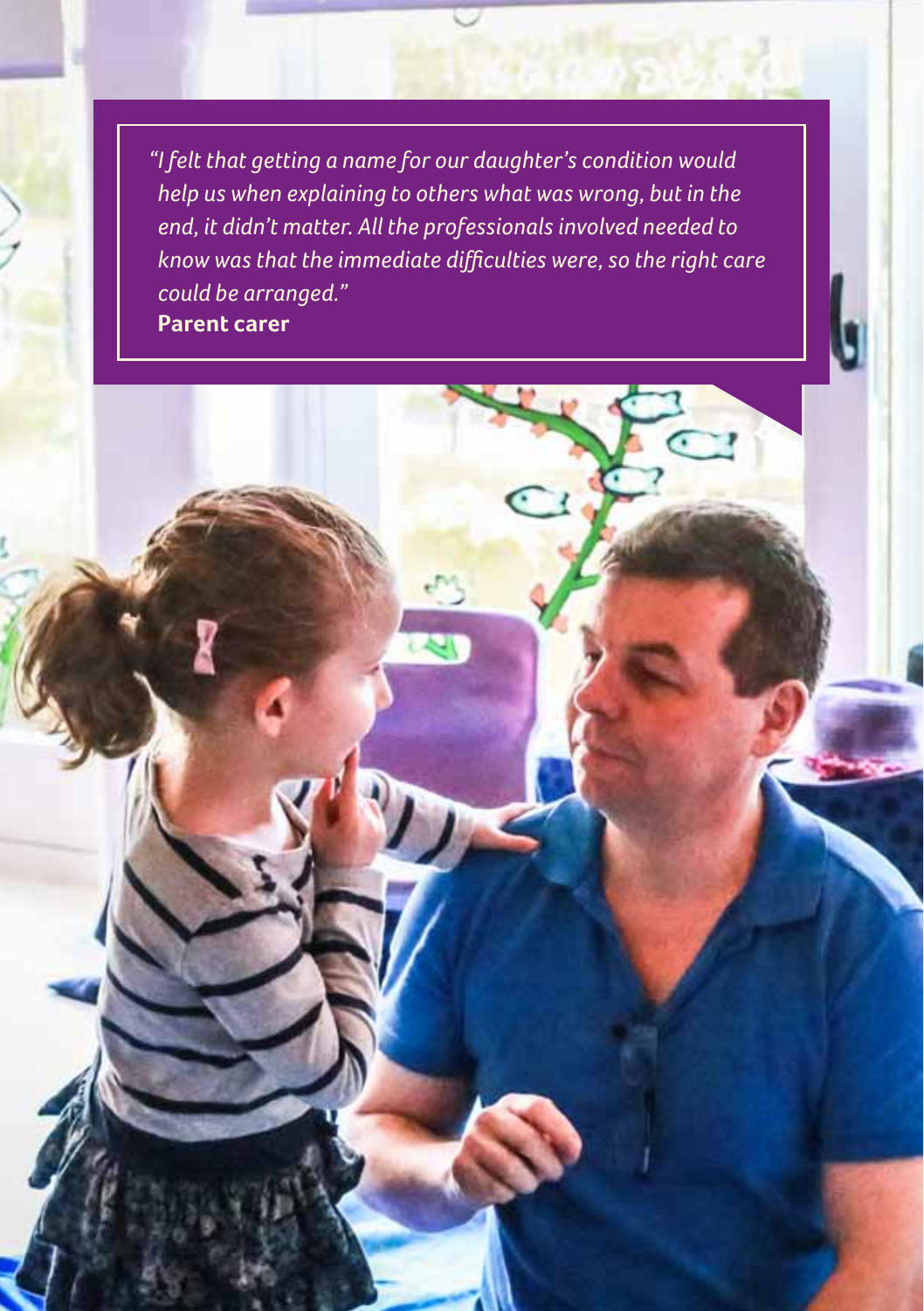*"I felt that getting a name for our daughter's condition would help us when explaining to others what was wrong, but in the end, it didn't matter. All the professionals involved needed to know was that the immediate difficulties were, so the right care could be arranged."*

**Parent carer**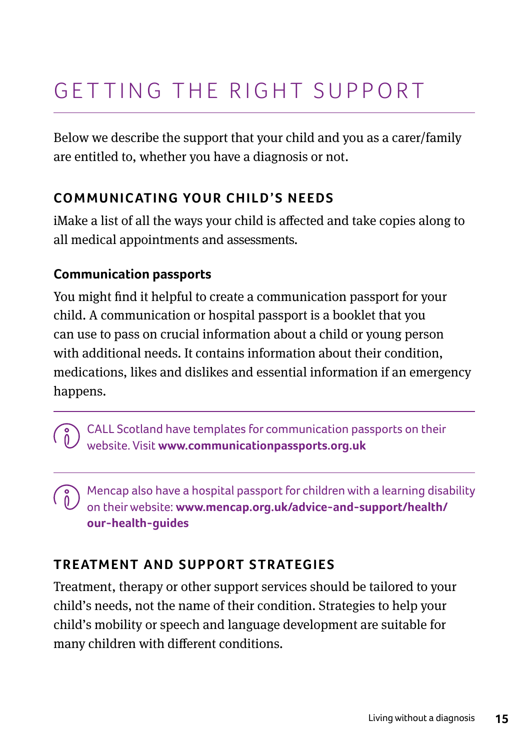# GETTING THE RIGHT SUPPORT

Below we describe the support that your child and you as a carer/family are entitled to, whether you have a diagnosis or not.

## COMMUNICATING YOUR CHILD'S NEEDS

iMake a list of all the ways your child is affected and take copies along to all medical appointments and assessments.

### Communication passports

You might find it helpful to create a communication passport for your child. A communication or hospital passport is a booklet that you can use to pass on crucial information about a child or young person with additional needs. It contains information about their condition, medications, likes and dislikes and essential information if an emergency happens.

CALL Scotland have templates for communication passports on their website. Visit **www.communicationpassports.org.uk**

Mencap also have a hospital passport for children with a learning disability on their website: **www.mencap.org.uk/advice-and-support/health/our-health-guides**

## TREATMENT AND SUPPORT STRATEGIES

Treatment, therapy or other support services should be tailored to your child's needs, not the name of their condition. Strategies to help your child's mobility or speech and language development are suitable for many children with different conditions.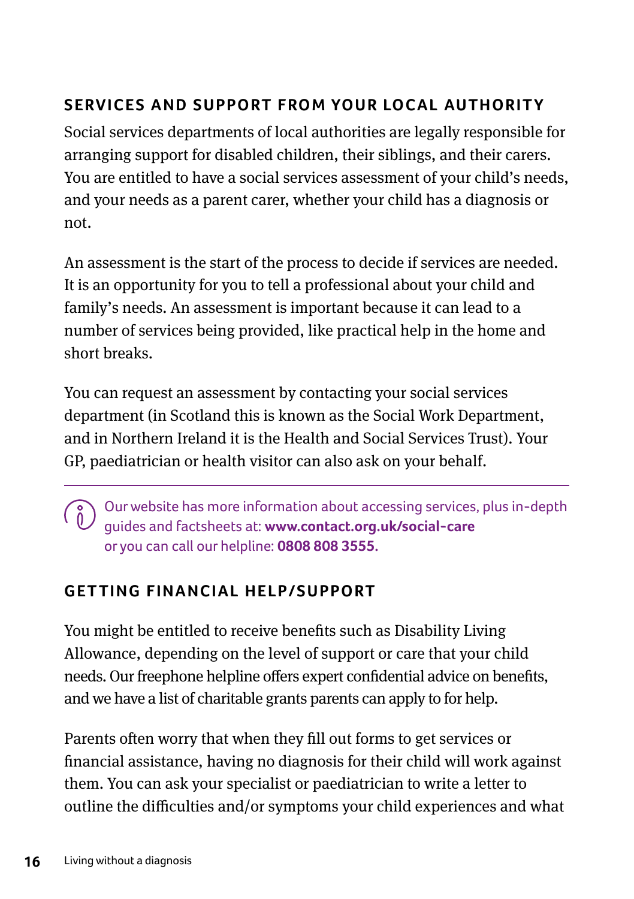## SERVICES AND SUPPORT FROM YOUR LOCAL AUTHORITY

Social services departments of local authorities are legally responsible for arranging support for disabled children, their siblings, and their carers. You are entitled to have a social services assessment of your child's needs, and your needs as a parent carer, whether your child has a diagnosis or not.

An assessment is the start of the process to decide if services are needed. It is an opportunity for you to tell a professional about your child and family's needs. An assessment is important because it can lead to a number of services being provided, like practical help in the home and short breaks.

You can request an assessment by contacting your social services department (in Scotland this is known as the Social Work Department, and in Northern Ireland it is the Health and Social Services Trust). Your GP, paediatrician or health visitor can also ask on your behalf.

---

Our website has more information about accessing services, plus in-depth guides and factsheets at: **www.contact.org.uk/social-care** or you can call our helpline: **0808 808 3555**.

## GETTING FINANCIAL HELP/SUPPORT

You might be entitled to receive benefits such as Disability Living Allowance, depending on the level of support or care that your child needs. Our freephone helpline offers expert confidential advice on benefits, and we have a list of charitable grants parents can apply to for help.

Parents often worry that when they fill out forms to get services or financial assistance, having no diagnosis for their child will work against them. You can ask your specialist or paediatrician to write a letter to outline the difficulties and/or symptoms your child experiences and what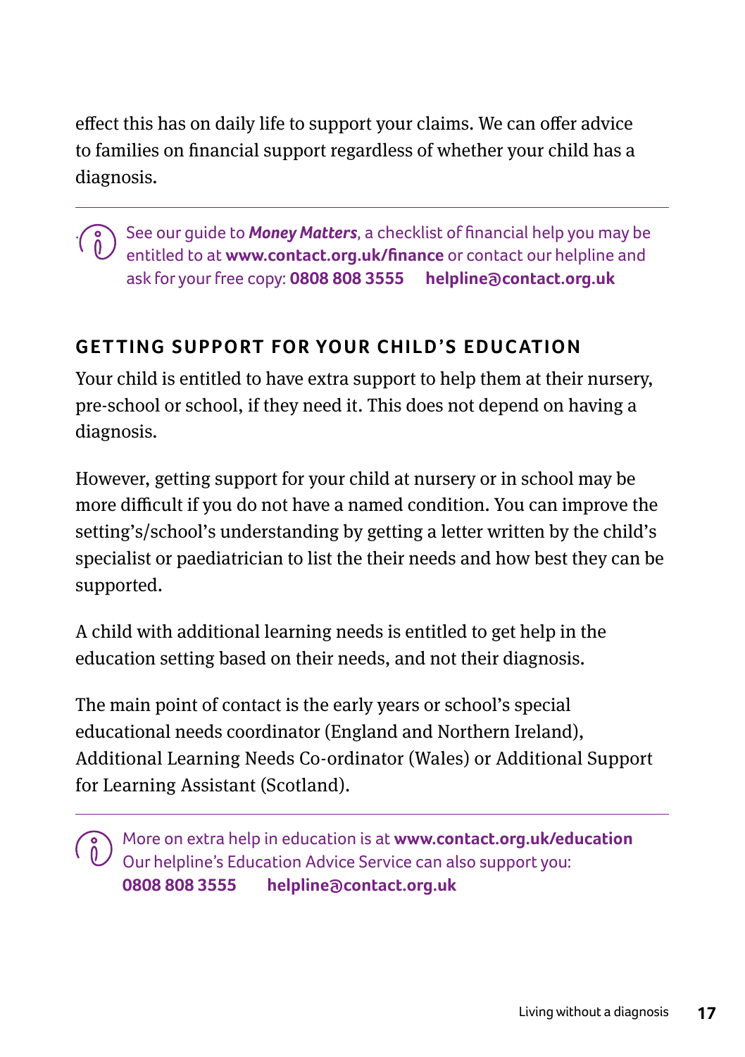effect this has on daily life to support your claims. We can offer advice to families on financial support regardless of whether your child has a diagnosis.

---

See our guide to ***Money Matters***, a checklist of financial help you may be entitled to at **www.contact.org.uk/finance** or contact our helpline and ask for your free copy: **0808 808 3555** **helpline@contact.org.uk**

## GETTING SUPPORT FOR YOUR CHILD'S EDUCATION

Your child is entitled to have extra support to help them at their nursery, pre-school or school, if they need it. This does not depend on having a diagnosis.

However, getting support for your child at nursery or in school may be more difficult if you do not have a named condition. You can improve the setting's/school's understanding by getting a letter written by the child's specialist or paediatrician to list the their needs and how best they can be supported.

A child with additional learning needs is entitled to get help in the education setting based on their needs, and not their diagnosis.

The main point of contact is the early years or school's special educational needs coordinator (England and Northern Ireland), Additional Learning Needs Co-ordinator (Wales) or Additional Support for Learning Assistant (Scotland).

---

More on extra help in education is at **www.contact.org.uk/education**
Our helpline's Education Advice Service can also support you:
**0808 808 3555** **helpline@contact.org.uk**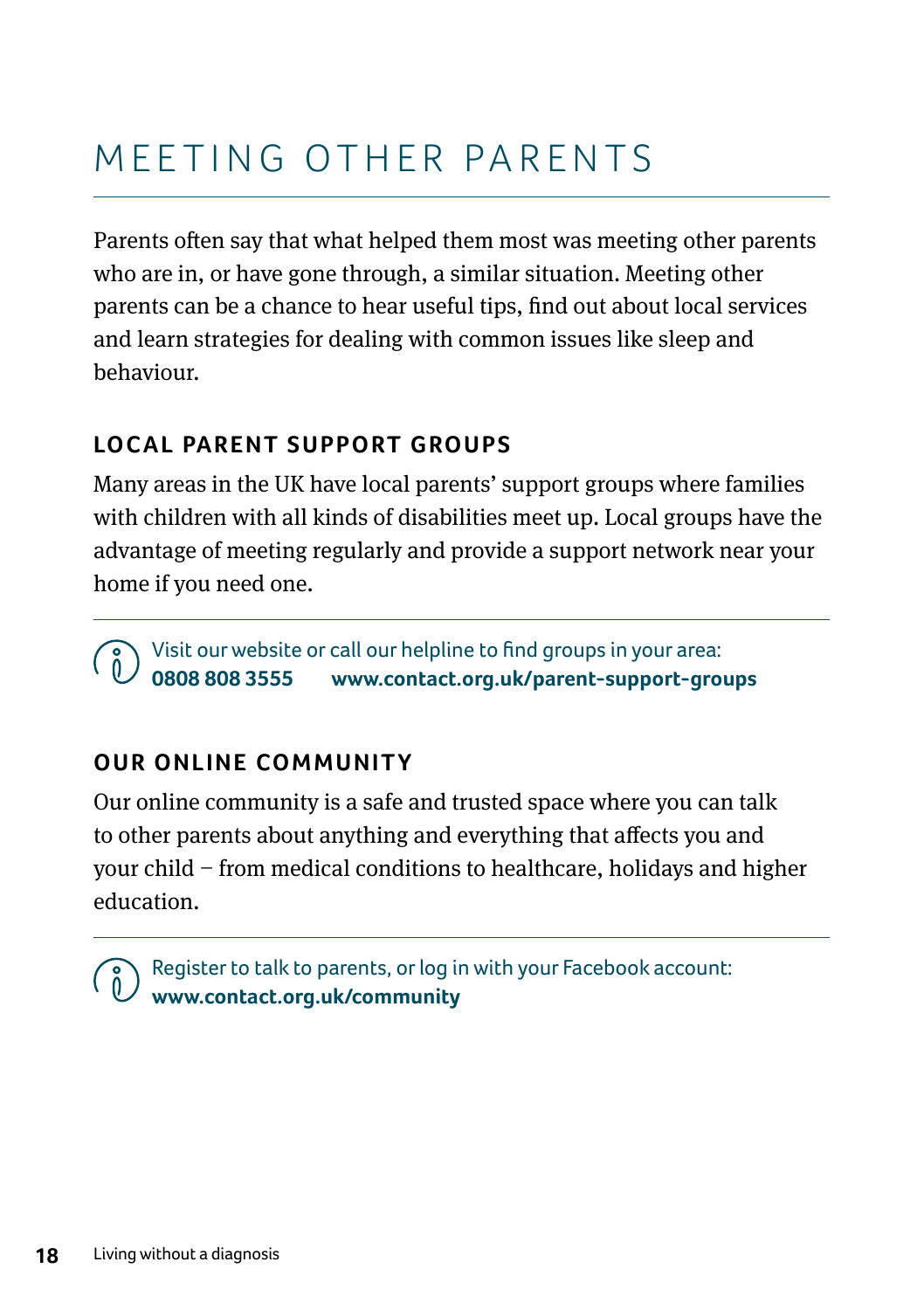# MEETING OTHER PARENTS

Parents often say that what helped them most was meeting other parents who are in, or have gone through, a similar situation. Meeting other parents can be a chance to hear useful tips, find out about local services and learn strategies for dealing with common issues like sleep and behaviour.

## LOCAL PARENT SUPPORT GROUPS

Many areas in the UK have local parents' support groups where families with children with all kinds of disabilities meet up. Local groups have the advantage of meeting regularly and provide a support network near your home if you need one.

Visit our website or call our helpline to find groups in your area:
**0808 808 3555** **www.contact.org.uk/parent-support-groups**

## OUR ONLINE COMMUNITY

Our online community is a safe and trusted space where you can talk to other parents about anything and everything that affects you and your child – from medical conditions to healthcare, holidays and higher education.

Register to talk to parents, or log in with your Facebook account:
**www.contact.org.uk/community**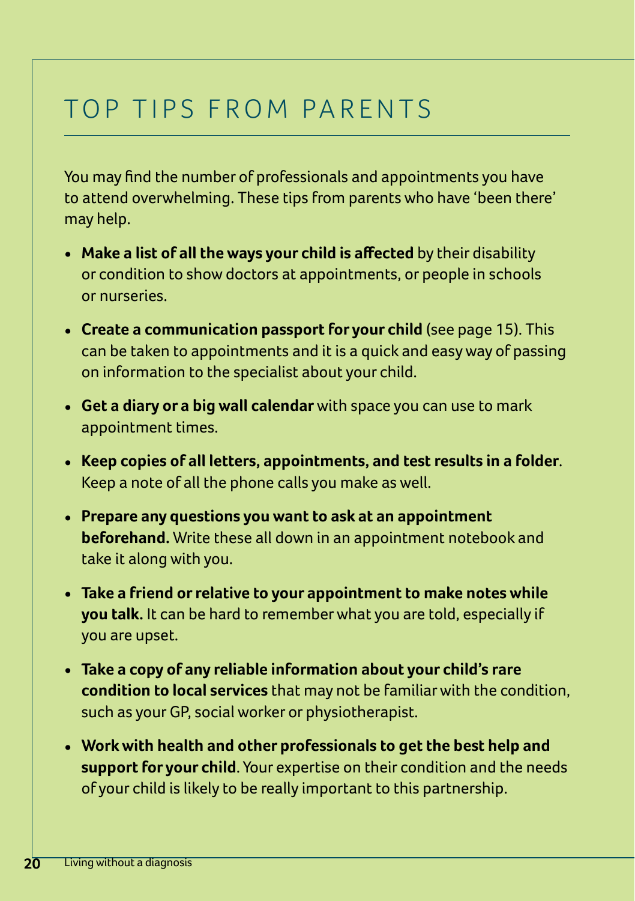# TOP TIPS FROM PARENTS

You may find the number of professionals and appointments you have to attend overwhelming. These tips from parents who have 'been there' may help.

- **Make a list of all the ways your child is affected** by their disability or condition to show doctors at appointments, or people in schools or nurseries.
- **Create a communication passport for your child** (see page 15). This can be taken to appointments and it is a quick and easy way of passing on information to the specialist about your child.
- **Get a diary or a big wall calendar** with space you can use to mark appointment times.
- **Keep copies of all letters, appointments, and test results in a folder**. Keep a note of all the phone calls you make as well.
- **Prepare any questions you want to ask at an appointment beforehand.** Write these all down in an appointment notebook and take it along with you.
- **Take a friend or relative to your appointment to make notes while you talk.** It can be hard to remember what you are told, especially if you are upset.
- **Take a copy of any reliable information about your child's rare condition to local services** that may not be familiar with the condition, such as your GP, social worker or physiotherapist.
- **Work with health and other professionals to get the best help and support for your child**. Your expertise on their condition and the needs of your child is likely to be really important to this partnership.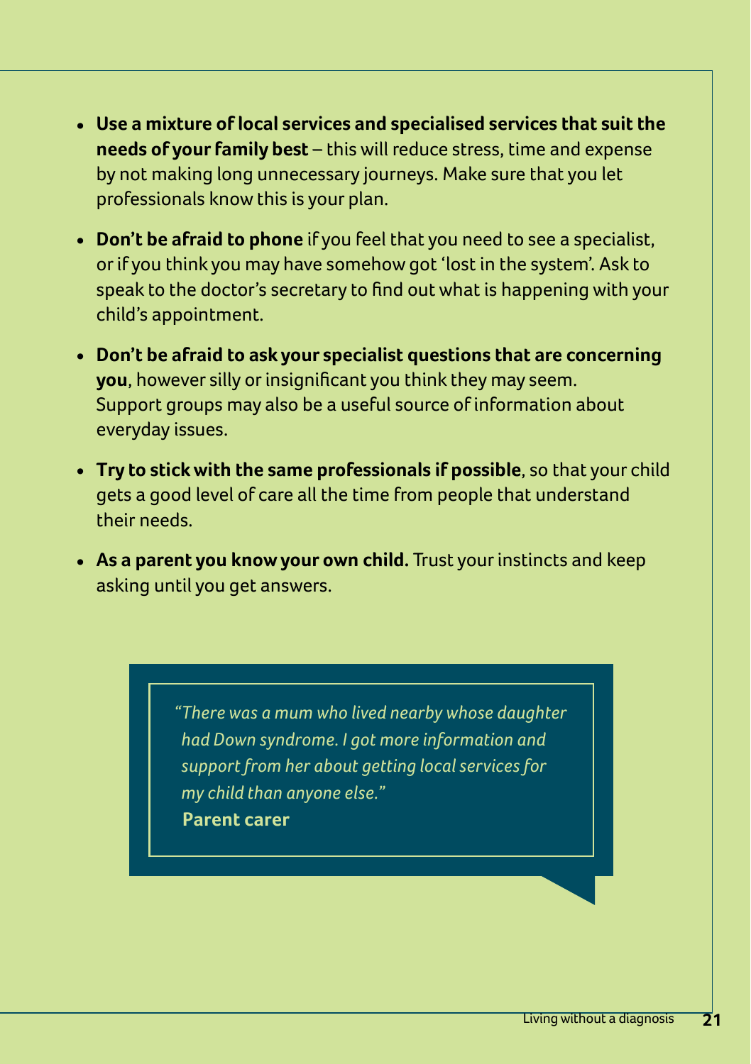- **Use a mixture of local services and specialised services that suit the needs of your family best** – this will reduce stress, time and expense by not making long unnecessary journeys. Make sure that you let professionals know this is your plan.
- **Don't be afraid to phone** if you feel that you need to see a specialist, or if you think you may have somehow got 'lost in the system'. Ask to speak to the doctor's secretary to find out what is happening with your child's appointment.
- **Don't be afraid to ask your specialist questions that are concerning you**, however silly or insignificant you think they may seem. Support groups may also be a useful source of information about everyday issues.
- **Try to stick with the same professionals if possible**, so that your child gets a good level of care all the time from people that understand their needs.
- **As a parent you know your own child.** Trust your instincts and keep asking until you get answers.

> *"There was a mum who lived nearby whose daughter had Down syndrome. I got more information and support from her about getting local services for my child than anyone else."*
> **Parent carer**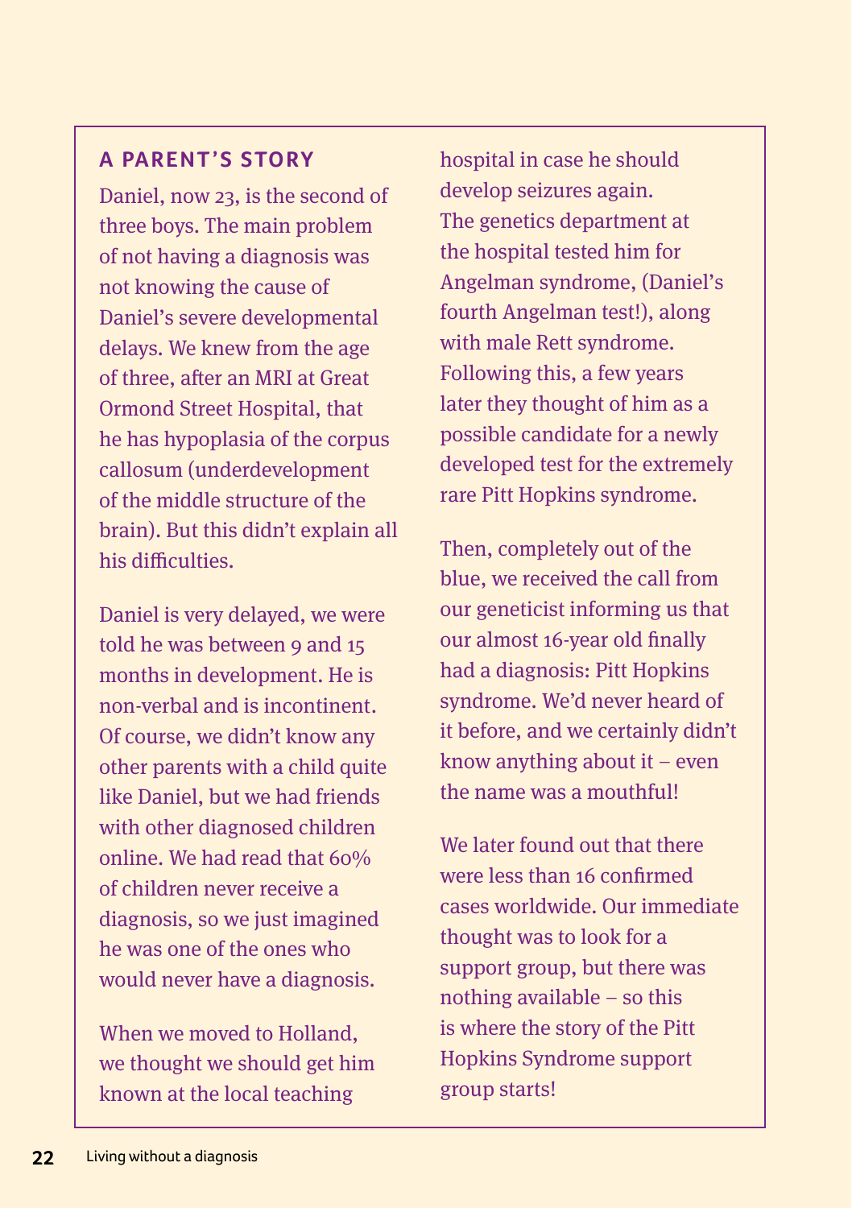## A PARENT'S STORY

Daniel, now 23, is the second of three boys. The main problem of not having a diagnosis was not knowing the cause of Daniel's severe developmental delays. We knew from the age of three, after an MRI at Great Ormond Street Hospital, that he has hypoplasia of the corpus callosum (underdevelopment of the middle structure of the brain). But this didn't explain all his difficulties.

Daniel is very delayed, we were told he was between 9 and 15 months in development. He is non-verbal and is incontinent. Of course, we didn't know any other parents with a child quite like Daniel, but we had friends with other diagnosed children online. We had read that 60% of children never receive a diagnosis, so we just imagined he was one of the ones who would never have a diagnosis.

When we moved to Holland, we thought we should get him known at the local teaching hospital in case he should develop seizures again. The genetics department at the hospital tested him for Angelman syndrome, (Daniel's fourth Angelman test!), along with male Rett syndrome. Following this, a few years later they thought of him as a possible candidate for a newly developed test for the extremely rare Pitt Hopkins syndrome.

Then, completely out of the blue, we received the call from our geneticist informing us that our almost 16-year old finally had a diagnosis: Pitt Hopkins syndrome. We'd never heard of it before, and we certainly didn't know anything about it – even the name was a mouthful!

We later found out that there were less than 16 confirmed cases worldwide. Our immediate thought was to look for a support group, but there was nothing available – so this is where the story of the Pitt Hopkins Syndrome support group starts!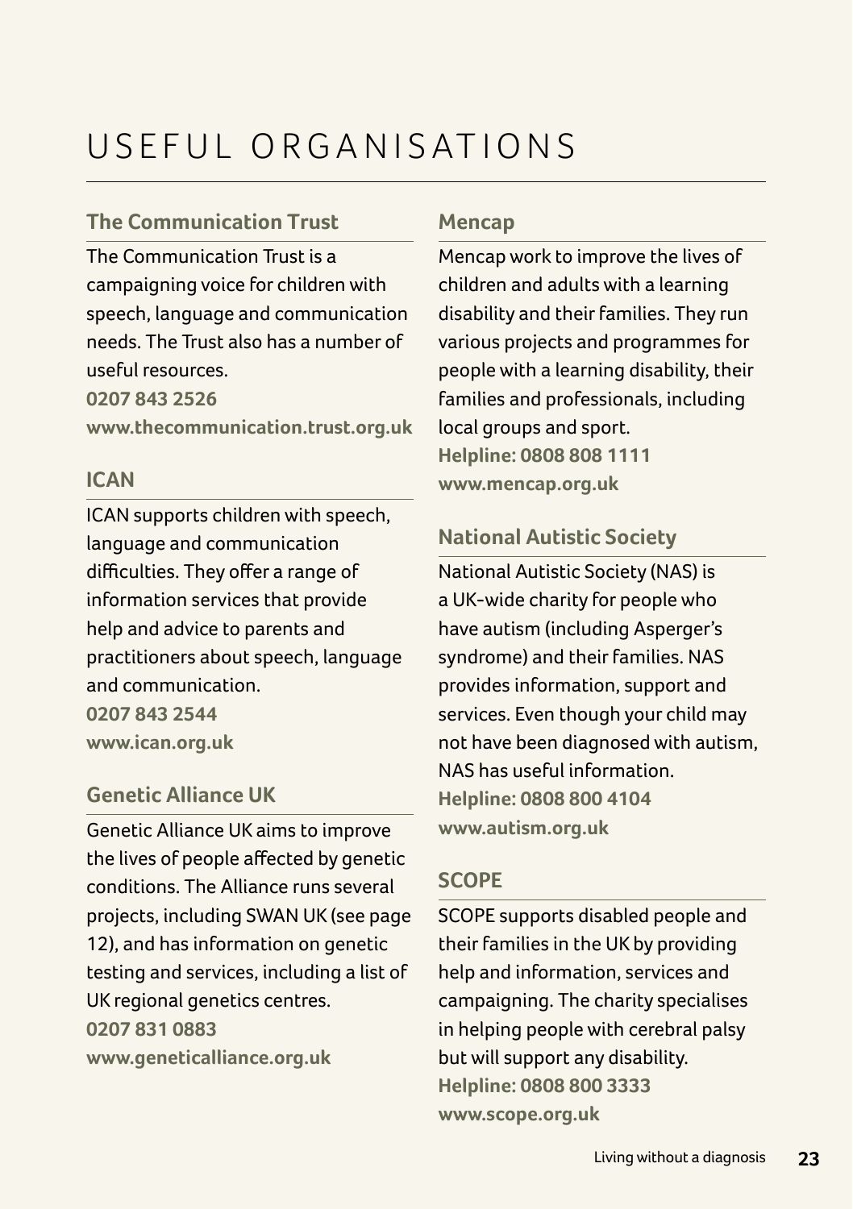# USEFUL ORGANISATIONS

## The Communication Trust

The Communication Trust is a campaigning voice for children with speech, language and communication needs. The Trust also has a number of useful resources.

**0207 843 2526**
**www.thecommunication.trust.org.uk**

## ICAN

ICAN supports children with speech, language and communication difficulties. They offer a range of information services that provide help and advice to parents and practitioners about speech, language and communication.

**0207 843 2544**
**www.ican.org.uk**

## Genetic Alliance UK

Genetic Alliance UK aims to improve the lives of people affected by genetic conditions. The Alliance runs several projects, including SWAN UK (see page 12), and has information on genetic testing and services, including a list of UK regional genetics centres.

**0207 831 0883**
**www.geneticalliance.org.uk**

## Mencap

Mencap work to improve the lives of children and adults with a learning disability and their families. They run various projects and programmes for people with a learning disability, their families and professionals, including local groups and sport.

**Helpline: 0808 808 1111**
**www.mencap.org.uk**

## National Autistic Society

National Autistic Society (NAS) is a UK-wide charity for people who have autism (including Asperger's syndrome) and their families. NAS provides information, support and services. Even though your child may not have been diagnosed with autism, NAS has useful information.

**Helpline: 0808 800 4104**
**www.autism.org.uk**

## SCOPE

SCOPE supports disabled people and their families in the UK by providing help and information, services and campaigning. The charity specialises in helping people with cerebral palsy but will support any disability.

**Helpline: 0808 800 3333**
**www.scope.org.uk**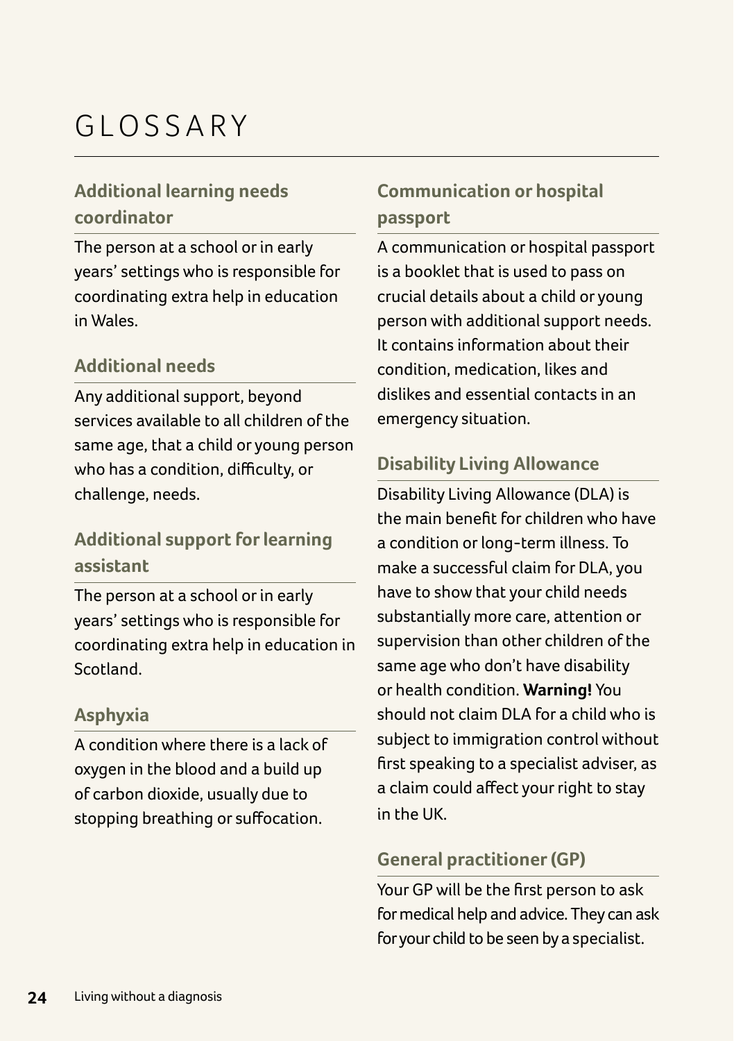# GLOSSARY

## Additional learning needs coordinator

The person at a school or in early years' settings who is responsible for coordinating extra help in education in Wales.

## Additional needs

Any additional support, beyond services available to all children of the same age, that a child or young person who has a condition, difficulty, or challenge, needs.

## Additional support for learning assistant

The person at a school or in early years' settings who is responsible for coordinating extra help in education in Scotland.

## Asphyxia

A condition where there is a lack of oxygen in the blood and a build up of carbon dioxide, usually due to stopping breathing or suffocation.

## Communication or hospital passport

A communication or hospital passport is a booklet that is used to pass on crucial details about a child or young person with additional support needs. It contains information about their condition, medication, likes and dislikes and essential contacts in an emergency situation.

## Disability Living Allowance

Disability Living Allowance (DLA) is the main benefit for children who have a condition or long-term illness. To make a successful claim for DLA, you have to show that your child needs substantially more care, attention or supervision than other children of the same age who don't have disability or health condition. **Warning!** You should not claim DLA for a child who is subject to immigration control without first speaking to a specialist adviser, as a claim could affect your right to stay in the UK.

## General practitioner (GP)

Your GP will be the first person to ask for medical help and advice. They can ask for your child to be seen by a specialist.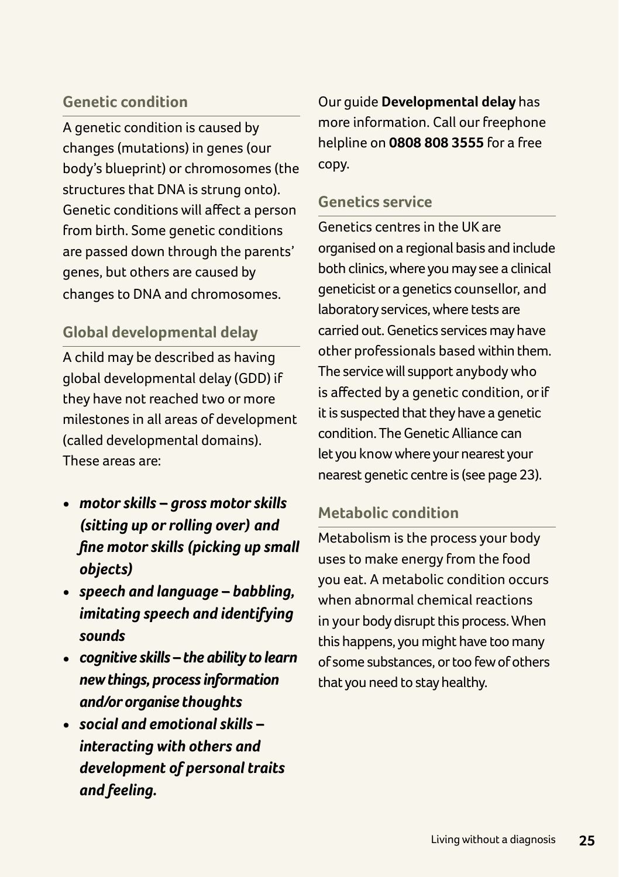## Genetic condition

A genetic condition is caused by changes (mutations) in genes (our body's blueprint) or chromosomes (the structures that DNA is strung onto). Genetic conditions will affect a person from birth. Some genetic conditions are passed down through the parents' genes, but others are caused by changes to DNA and chromosomes.

## Global developmental delay

A child may be described as having global developmental delay (GDD) if they have not reached two or more milestones in all areas of development (called developmental domains). These areas are:

- ***motor skills – gross motor skills (sitting up or rolling over) and fine motor skills (picking up small objects)***
- ***speech and language – babbling, imitating speech and identifying sounds***
- ***cognitive skills – the ability to learn new things, process information and/or organise thoughts***
- ***social and emotional skills – interacting with others and development of personal traits and feeling.***

Our guide **Developmental delay** has more information. Call our freephone helpline on **0808 808 3555** for a free copy.

## Genetics service

Genetics centres in the UK are organised on a regional basis and include both clinics, where you may see a clinical geneticist or a genetics counsellor, and laboratory services, where tests are carried out. Genetics services may have other professionals based within them. The service will support anybody who is affected by a genetic condition, or if it is suspected that they have a genetic condition. The Genetic Alliance can let you know where your nearest your nearest genetic centre is (see page 23).

## Metabolic condition

Metabolism is the process your body uses to make energy from the food you eat. A metabolic condition occurs when abnormal chemical reactions in your body disrupt this process. When this happens, you might have too many of some substances, or too few of others that you need to stay healthy.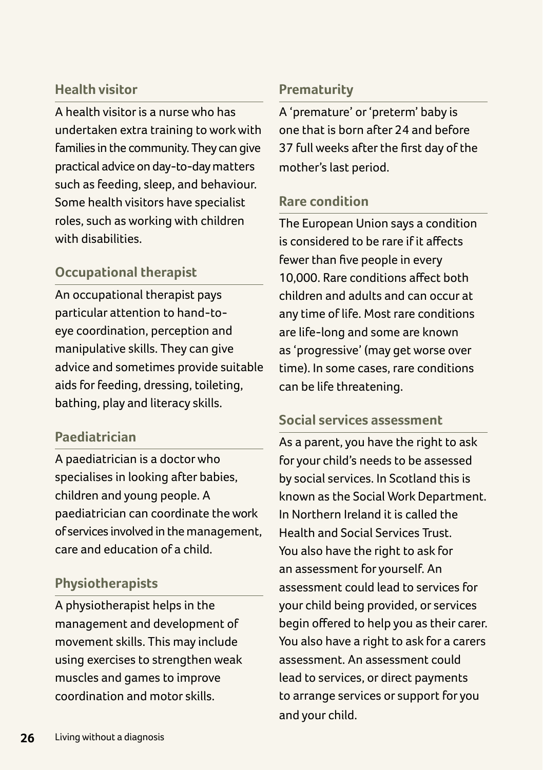## Health visitor

A health visitor is a nurse who has undertaken extra training to work with families in the community. They can give practical advice on day-to-day matters such as feeding, sleep, and behaviour. Some health visitors have specialist roles, such as working with children with disabilities.

## Occupational therapist

An occupational therapist pays particular attention to hand-to-eye coordination, perception and manipulative skills. They can give advice and sometimes provide suitable aids for feeding, dressing, toileting, bathing, play and literacy skills.

## Paediatrician

A paediatrician is a doctor who specialises in looking after babies, children and young people. A paediatrician can coordinate the work of services involved in the management, care and education of a child.

## Physiotherapists

A physiotherapist helps in the management and development of movement skills. This may include using exercises to strengthen weak muscles and games to improve coordination and motor skills.

## Prematurity

A 'premature' or 'preterm' baby is one that is born after 24 and before 37 full weeks after the first day of the mother's last period.

## Rare condition

The European Union says a condition is considered to be rare if it affects fewer than five people in every 10,000. Rare conditions affect both children and adults and can occur at any time of life. Most rare conditions are life-long and some are known as 'progressive' (may get worse over time). In some cases, rare conditions can be life threatening.

## Social services assessment

As a parent, you have the right to ask for your child's needs to be assessed by social services. In Scotland this is known as the Social Work Department. In Northern Ireland it is called the Health and Social Services Trust. You also have the right to ask for an assessment for yourself. An assessment could lead to services for your child being provided, or services begin offered to help you as their carer. You also have a right to ask for a carers assessment. An assessment could lead to services, or direct payments to arrange services or support for you and your child.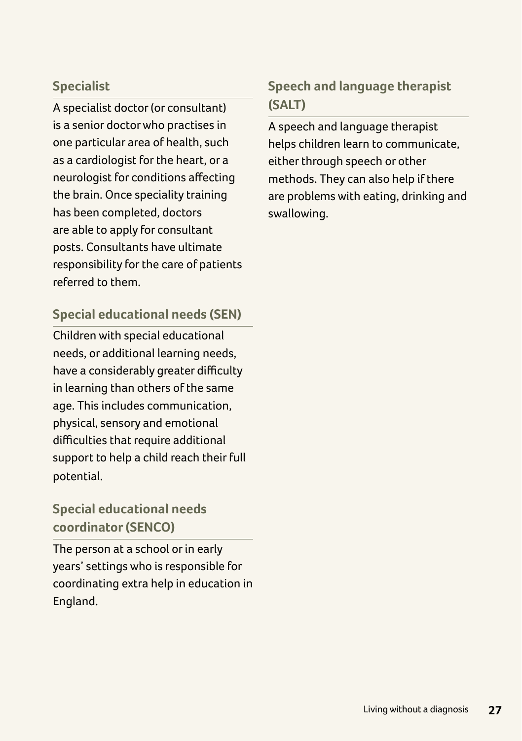### Specialist

A specialist doctor (or consultant) is a senior doctor who practises in one particular area of health, such as a cardiologist for the heart, or a neurologist for conditions affecting the brain. Once speciality training has been completed, doctors are able to apply for consultant posts. Consultants have ultimate responsibility for the care of patients referred to them.

### Special educational needs (SEN)

Children with special educational needs, or additional learning needs, have a considerably greater difficulty in learning than others of the same age. This includes communication, physical, sensory and emotional difficulties that require additional support to help a child reach their full potential.

### Special educational needs coordinator (SENCO)

The person at a school or in early years' settings who is responsible for coordinating extra help in education in England.

### Speech and language therapist (SALT)

A speech and language therapist helps children learn to communicate, either through speech or other methods. They can also help if there are problems with eating, drinking and swallowing.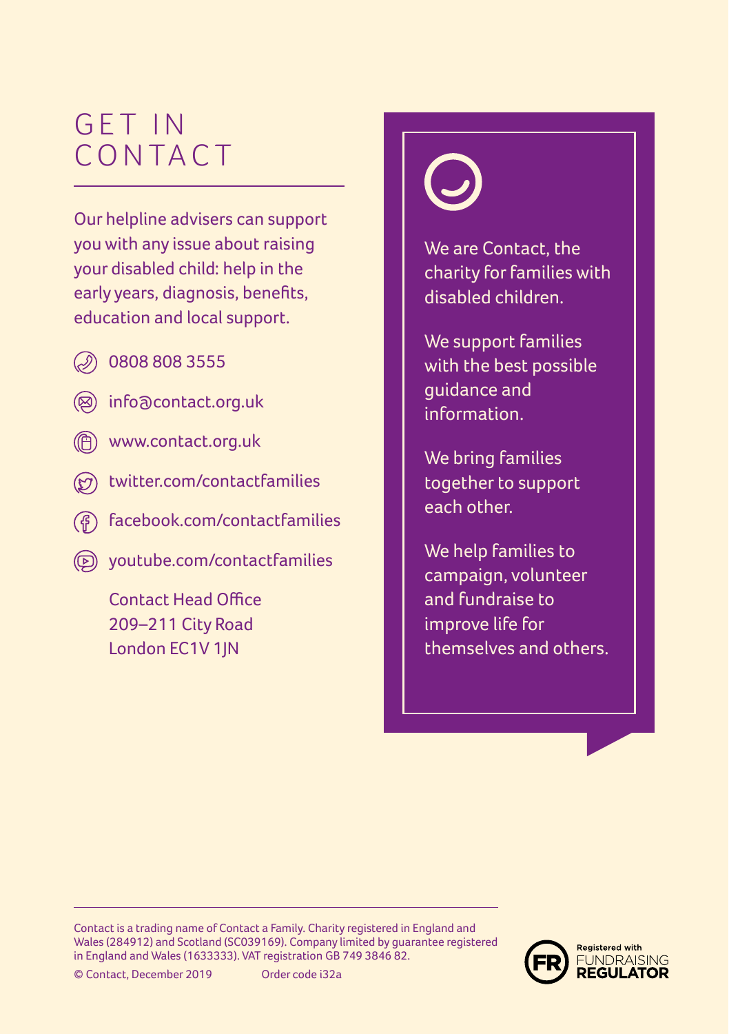# GET IN CONTACT

Our helpline advisers can support you with any issue about raising your disabled child: help in the early years, diagnosis, benefits, education and local support.

- 0808 808 3555
- info@contact.org.uk
- www.contact.org.uk
- twitter.com/contactfamilies
- facebook.com/contactfamilies
- youtube.com/contactfamilies

Contact Head Office
209–211 City Road
London EC1V 1JN

We are Contact, the charity for families with disabled children.

We support families with the best possible guidance and information.

We bring families together to support each other.

We help families to campaign, volunteer and fundraise to improve life for themselves and others.

Contact is a trading name of Contact a Family. Charity registered in England and Wales (284912) and Scotland (SC039169). Company limited by guarantee registered in England and Wales (1633333). VAT registration GB 749 3846 82.

© Contact, December 2019 Order code i32a

Registered with FUNDRAISING REGULATOR